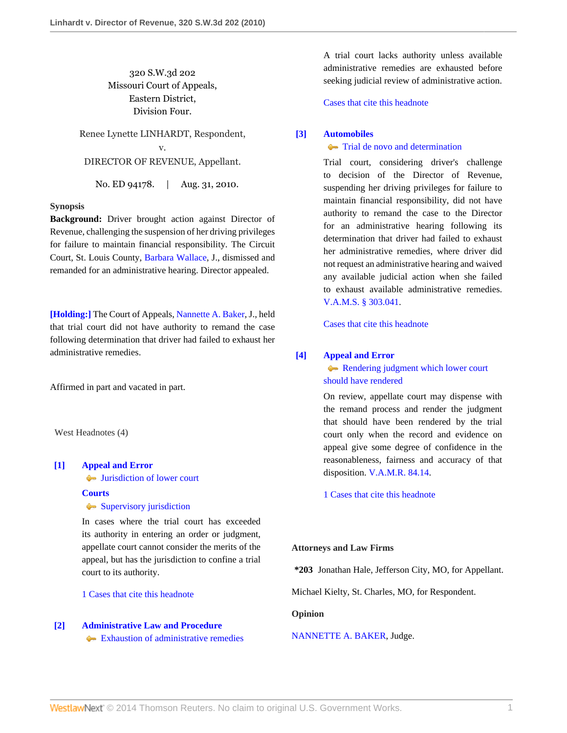320 S.W.3d 202
Missouri Court of Appeals,
Eastern District,
Division Four.

Renee Lynette LINHARDT, Respondent,
v.
DIRECTOR OF REVENUE, Appellant.

No. ED 94178. | Aug. 31, 2010.

**Synopsis**

**Background:** Driver brought action against Director of Revenue, challenging the suspension of her driving privileges for failure to maintain financial responsibility. The Circuit Court, St. Louis County, Barbara Wallace, J., dismissed and remanded for an administrative hearing. Director appealed.

**[Holding:]** The Court of Appeals, Nannette A. Baker, J., held that trial court did not have authority to remand the case following determination that driver had failed to exhaust her administrative remedies.

Affirmed in part and vacated in part.

West Headnotes (4)

**[1] Appeal and Error**
Jurisdiction of lower court
**Courts**
Supervisory jurisdiction

In cases where the trial court has exceeded its authority in entering an order or judgment, appellate court cannot consider the merits of the appeal, but has the jurisdiction to confine a trial court to its authority.

1 Cases that cite this headnote

**[2] Administrative Law and Procedure**
Exhaustion of administrative remedies

A trial court lacks authority unless available administrative remedies are exhausted before seeking judicial review of administrative action.

Cases that cite this headnote

**[3] Automobiles**
Trial de novo and determination

Trial court, considering driver's challenge to decision of the Director of Revenue, suspending her driving privileges for failure to maintain financial responsibility, did not have authority to remand the case to the Director for an administrative hearing following its determination that driver had failed to exhaust her administrative remedies, where driver did not request an administrative hearing and waived any available judicial action when she failed to exhaust available administrative remedies. V.A.M.S. § 303.041.

Cases that cite this headnote

**[4] Appeal and Error**
Rendering judgment which lower court should have rendered

On review, appellate court may dispense with the remand process and render the judgment that should have been rendered by the trial court only when the record and evidence on appeal give some degree of confidence in the reasonableness, fairness and accuracy of that disposition. V.A.M.R. 84.14.

1 Cases that cite this headnote

**Attorneys and Law Firms**

**\*203** Jonathan Hale, Jefferson City, MO, for Appellant.

Michael Kielty, St. Charles, MO, for Respondent.

**Opinion**

NANNETTE A. BAKER, Judge.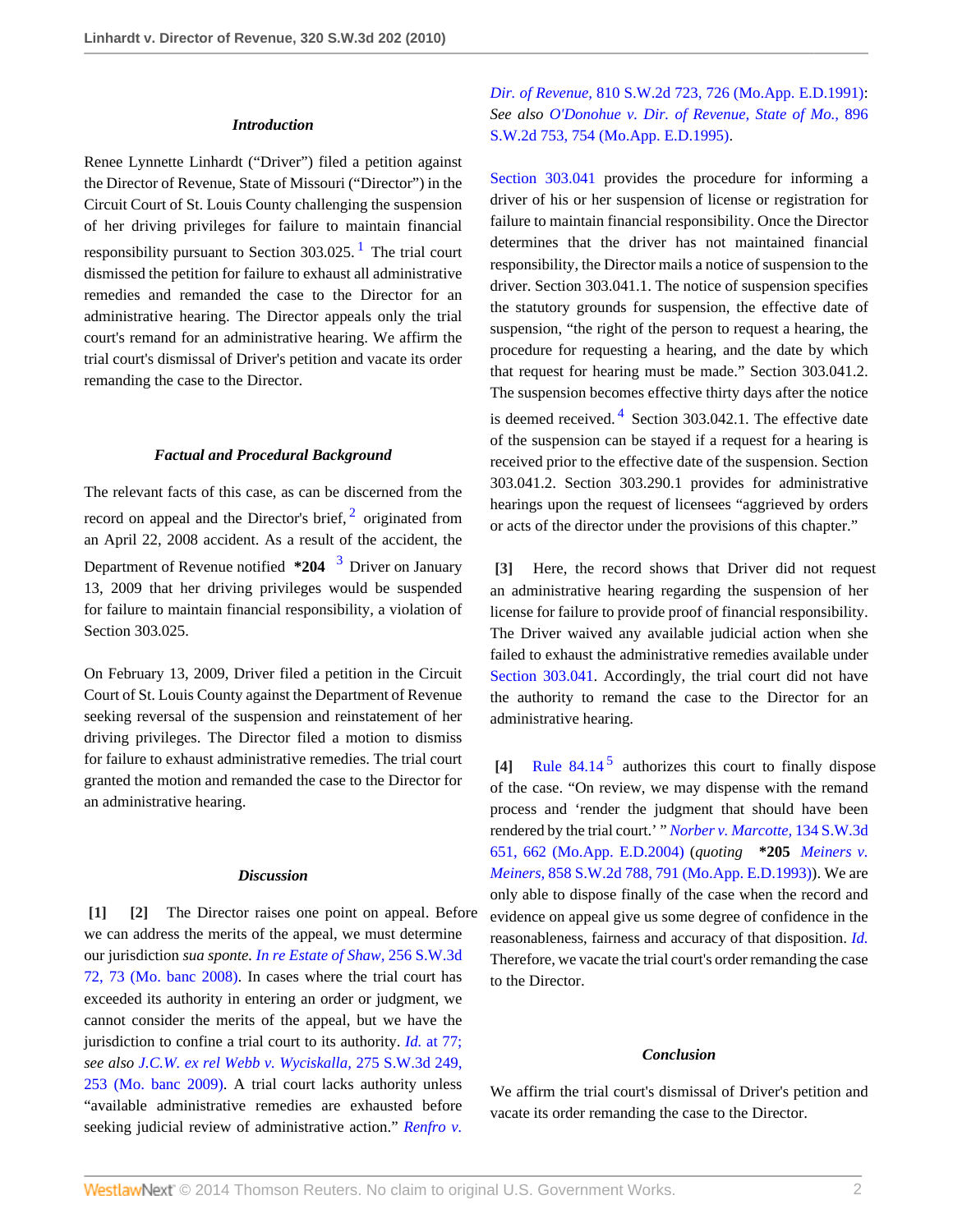### *Introduction*

Renee Lynnette Linhardt ("Driver") filed a petition against the Director of Revenue, State of Missouri ("Director") in the Circuit Court of St. Louis County challenging the suspension of her driving privileges for failure to maintain financial responsibility pursuant to Section 303.025. [1] The trial court dismissed the petition for failure to exhaust all administrative remedies and remanded the case to the Director for an administrative hearing. The Director appeals only the trial court's remand for an administrative hearing. We affirm the trial court's dismissal of Driver's petition and vacate its order remanding the case to the Director.

### *Factual and Procedural Background*

The relevant facts of this case, as can be discerned from the record on appeal and the Director's brief, [2] originated from an April 22, 2008 accident. As a result of the accident, the Department of Revenue notified **\*204** [3] Driver on January 13, 2009 that her driving privileges would be suspended for failure to maintain financial responsibility, a violation of Section 303.025.

On February 13, 2009, Driver filed a petition in the Circuit Court of St. Louis County against the Department of Revenue seeking reversal of the suspension and reinstatement of her driving privileges. The Director filed a motion to dismiss for failure to exhaust administrative remedies. The trial court granted the motion and remanded the case to the Director for an administrative hearing.

### *Discussion*

**[1] [2]** The Director raises one point on appeal. Before we can address the merits of the appeal, we must determine our jurisdiction *sua sponte*. *In re Estate of Shaw,* 256 S.W.3d 72, 73 (Mo. banc 2008). In cases where the trial court has exceeded its authority in entering an order or judgment, we cannot consider the merits of the appeal, but we have the jurisdiction to confine a trial court to its authority. *Id.* at 77; *see also J.C.W. ex rel Webb v. Wyciskalla,* 275 S.W.3d 249, 253 (Mo. banc 2009). A trial court lacks authority unless "available administrative remedies are exhausted before seeking judicial review of administrative action." *Renfro v. Dir. of Revenue,* 810 S.W.2d 723, 726 (Mo.App. E.D.1991); *See also O'Donohue v. Dir. of Revenue, State of Mo.,* 896 S.W.2d 753, 754 (Mo.App. E.D.1995).

Section 303.041 provides the procedure for informing a driver of his or her suspension of license or registration for failure to maintain financial responsibility. Once the Director determines that the driver has not maintained financial responsibility, the Director mails a notice of suspension to the driver. Section 303.041.1. The notice of suspension specifies the statutory grounds for suspension, the effective date of suspension, "the right of the person to request a hearing, the procedure for requesting a hearing, and the date by which that request for hearing must be made." Section 303.041.2. The suspension becomes effective thirty days after the notice is deemed received. [4] Section 303.042.1. The effective date of the suspension can be stayed if a request for a hearing is received prior to the effective date of the suspension. Section 303.041.2. Section 303.290.1 provides for administrative hearings upon the request of licensees "aggrieved by orders or acts of the director under the provisions of this chapter."

**[3]** Here, the record shows that Driver did not request an administrative hearing regarding the suspension of her license for failure to provide proof of financial responsibility. The Driver waived any available judicial action when she failed to exhaust the administrative remedies available under Section 303.041. Accordingly, the trial court did not have the authority to remand the case to the Director for an administrative hearing.

**[4]** Rule 84.14 [5] authorizes this court to finally dispose of the case. "On review, we may dispense with the remand process and 'render the judgment that should have been rendered by the trial court.' " *Norber v. Marcotte,* 134 S.W.3d 651, 662 (Mo.App. E.D.2004) (*quoting* **\*205** *Meiners v. Meiners,* 858 S.W.2d 788, 791 (Mo.App. E.D.1993)). We are only able to dispose finally of the case when the record and evidence on appeal give us some degree of confidence in the reasonableness, fairness and accuracy of that disposition. *Id.* Therefore, we vacate the trial court's order remanding the case to the Director.

### *Conclusion*

We affirm the trial court's dismissal of Driver's petition and vacate its order remanding the case to the Director.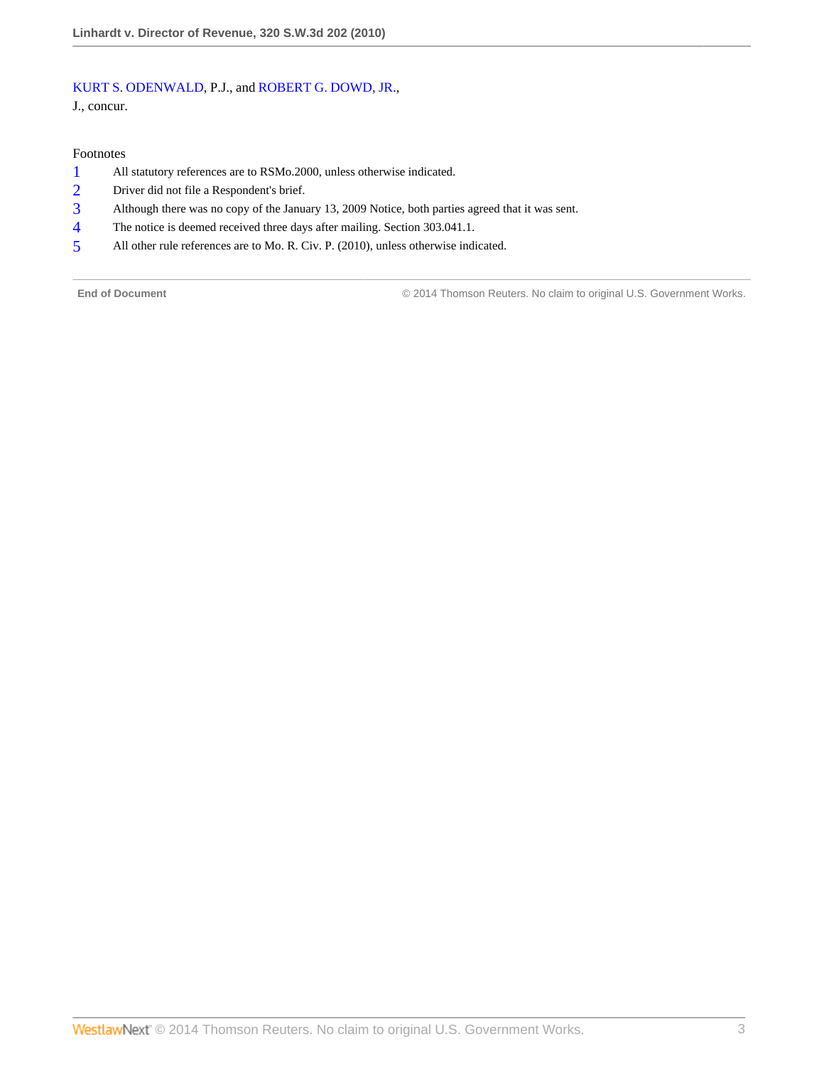KURT S. ODENWALD, P.J., and ROBERT G. DOWD, JR., J., concur.

Footnotes

1 All statutory references are to RSMo.2000, unless otherwise indicated.

2 Driver did not file a Respondent's brief.

3 Although there was no copy of the January 13, 2009 Notice, both parties agreed that it was sent.

4 The notice is deemed received three days after mailing. Section 303.041.1.

5 All other rule references are to Mo. R. Civ. P. (2010), unless otherwise indicated.

End of Document